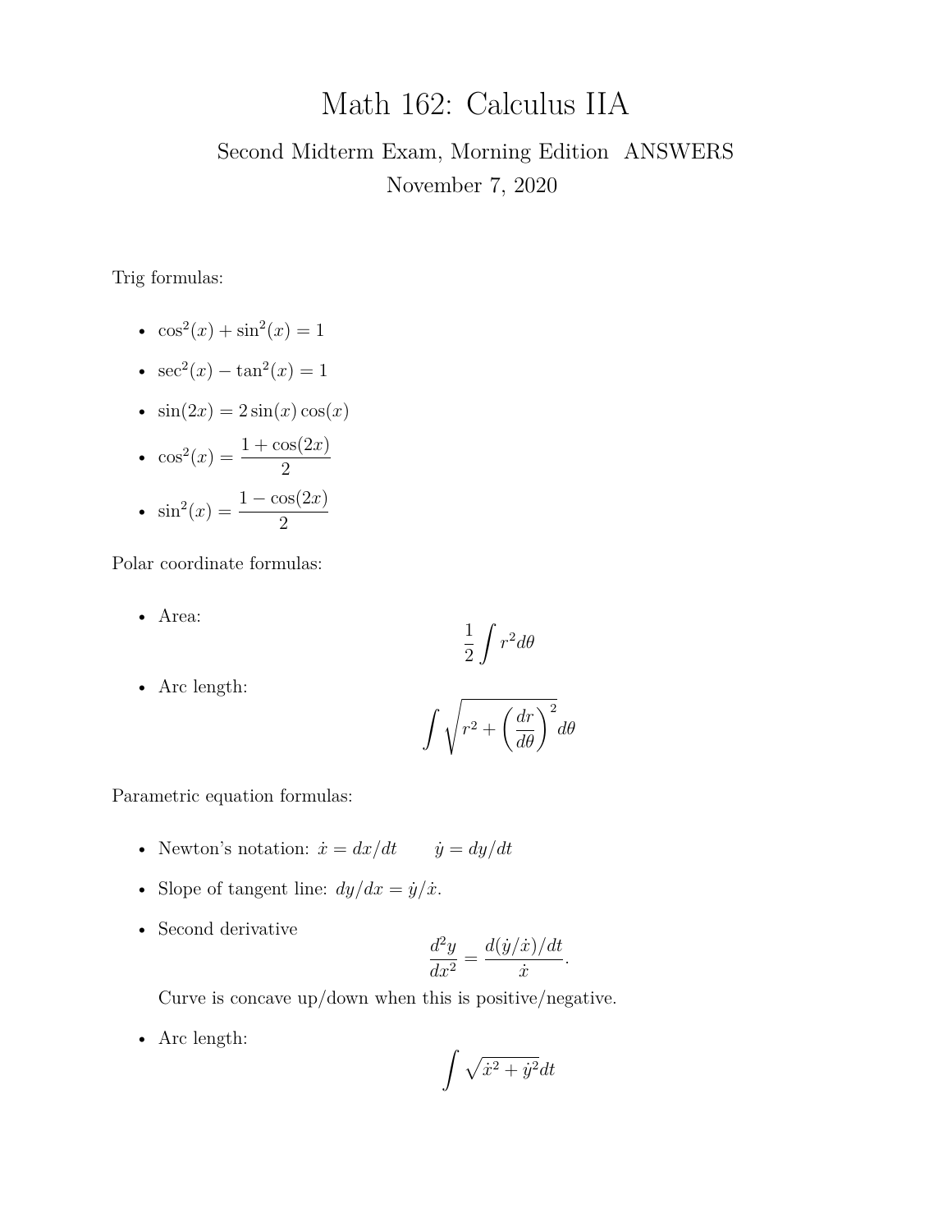# Math 162: Calculus IIA

## Second Midterm Exam, Morning Edition ANSWERS

November 7, 2020

Trig formulas:

- $\cos^2(x) + \sin^2(x) = 1$
- $\sec^2(x) - \tan^2(x) = 1$
- $\sin(2x) = 2\sin(x)\cos(x)$
- $\cos^2(x) = \dfrac{1 + \cos(2x)}{2}$
- $\sin^2(x) = \dfrac{1 - \cos(2x)}{2}$

Polar coordinate formulas:

- Area:
$$\frac{1}{2}\int r^2 d\theta$$
- Arc length:
$$\int \sqrt{r^2 + \left(\frac{dr}{d\theta}\right)^2} d\theta$$

Parametric equation formulas:

- Newton's notation: $\dot{x} = dx/dt \qquad \dot{y} = dy/dt$
- Slope of tangent line: $dy/dx = \dot{y}/\dot{x}$.
- Second derivative
$$\frac{d^2y}{dx^2} = \frac{d(\dot{y}/\dot{x})/dt}{\dot{x}}.$$
Curve is concave up/down when this is positive/negative.
- Arc length:
$$\int \sqrt{\dot{x}^2 + \dot{y}^2} dt$$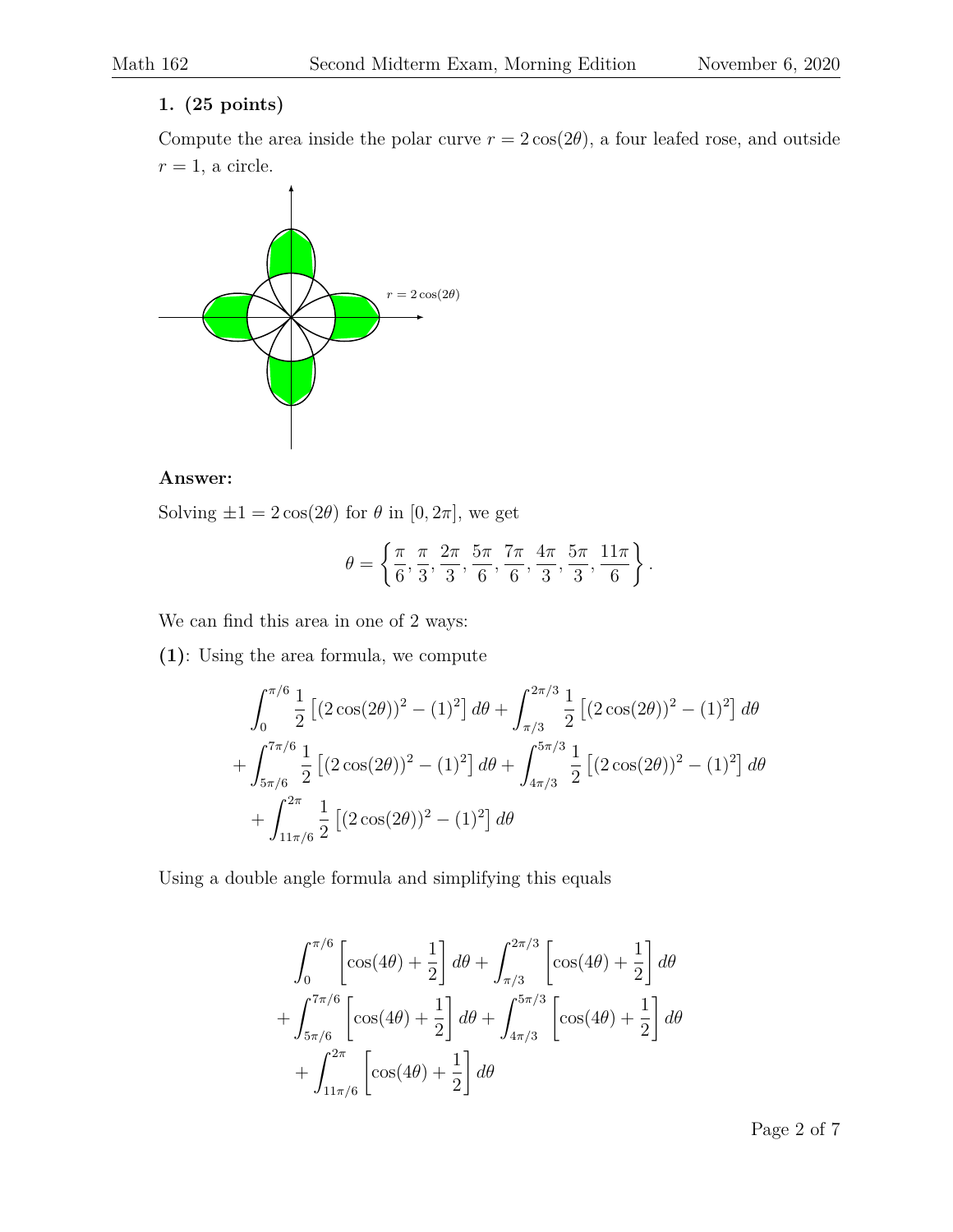**1. (25 points)**

Compute the area inside the polar curve $r = 2\cos(2\theta)$, a four leafed rose, and outside $r = 1$, a circle.

**Answer:**

Solving $\pm 1 = 2\cos(2\theta)$ for $\theta$ in $[0, 2\pi]$, we get

$$\theta = \left\{ \frac{\pi}{6}, \frac{\pi}{3}, \frac{2\pi}{3}, \frac{5\pi}{6}, \frac{7\pi}{6}, \frac{4\pi}{3}, \frac{5\pi}{3}, \frac{11\pi}{6} \right\}.$$

We can find this area in one of 2 ways:

**(1)**: Using the area formula, we compute

$$\int_0^{\pi/6} \frac{1}{2}\left[(2\cos(2\theta))^2 - (1)^2\right] d\theta + \int_{\pi/3}^{2\pi/3} \frac{1}{2}\left[(2\cos(2\theta))^2 - (1)^2\right] d\theta$$
$$+ \int_{5\pi/6}^{7\pi/6} \frac{1}{2}\left[(2\cos(2\theta))^2 - (1)^2\right] d\theta + \int_{4\pi/3}^{5\pi/3} \frac{1}{2}\left[(2\cos(2\theta))^2 - (1)^2\right] d\theta$$
$$+ \int_{11\pi/6}^{2\pi} \frac{1}{2}\left[(2\cos(2\theta))^2 - (1)^2\right] d\theta$$

Using a double angle formula and simplifying this equals

$$\int_0^{\pi/6} \left[\cos(4\theta) + \frac{1}{2}\right] d\theta + \int_{\pi/3}^{2\pi/3} \left[\cos(4\theta) + \frac{1}{2}\right] d\theta$$
$$+ \int_{5\pi/6}^{7\pi/6} \left[\cos(4\theta) + \frac{1}{2}\right] d\theta + \int_{4\pi/3}^{5\pi/3} \left[\cos(4\theta) + \frac{1}{2}\right] d\theta$$
$$+ \int_{11\pi/6}^{2\pi} \left[\cos(4\theta) + \frac{1}{2}\right] d\theta$$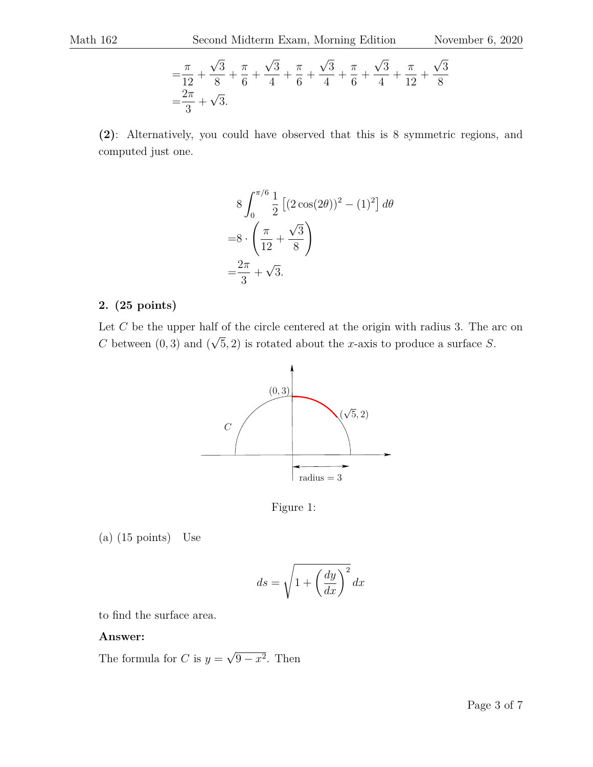$$
\begin{aligned}
&= \frac{\pi}{12} + \frac{\sqrt{3}}{8} + \frac{\pi}{6} + \frac{\sqrt{3}}{4} + \frac{\pi}{6} + \frac{\sqrt{3}}{4} + \frac{\pi}{6} + \frac{\sqrt{3}}{4} + \frac{\pi}{12} + \frac{\sqrt{3}}{8} \\
&= \frac{2\pi}{3} + \sqrt{3}.
\end{aligned}
$$

**(2)**: Alternatively, you could have observed that this is 8 symmetric regions, and computed just one.

$$
\begin{aligned}
& 8 \int_0^{\pi/6} \frac{1}{2} \left[ (2\cos(2\theta))^2 - (1)^2 \right] d\theta \\
=& 8 \cdot \left( \frac{\pi}{12} + \frac{\sqrt{3}}{8} \right) \\
=& \frac{2\pi}{3} + \sqrt{3}.
\end{aligned}
$$

**2. (25 points)**

Let $C$ be the upper half of the circle centered at the origin with radius 3. The arc on $C$ between $(0,3)$ and $(\sqrt{5},2)$ is rotated about the $x$-axis to produce a surface $S$.

Figure 1:

(a) (15 points) Use

$$
ds = \sqrt{1 + \left(\frac{dy}{dx}\right)^2}\, dx
$$

to find the surface area.

**Answer:**

The formula for $C$ is $y = \sqrt{9 - x^2}$. Then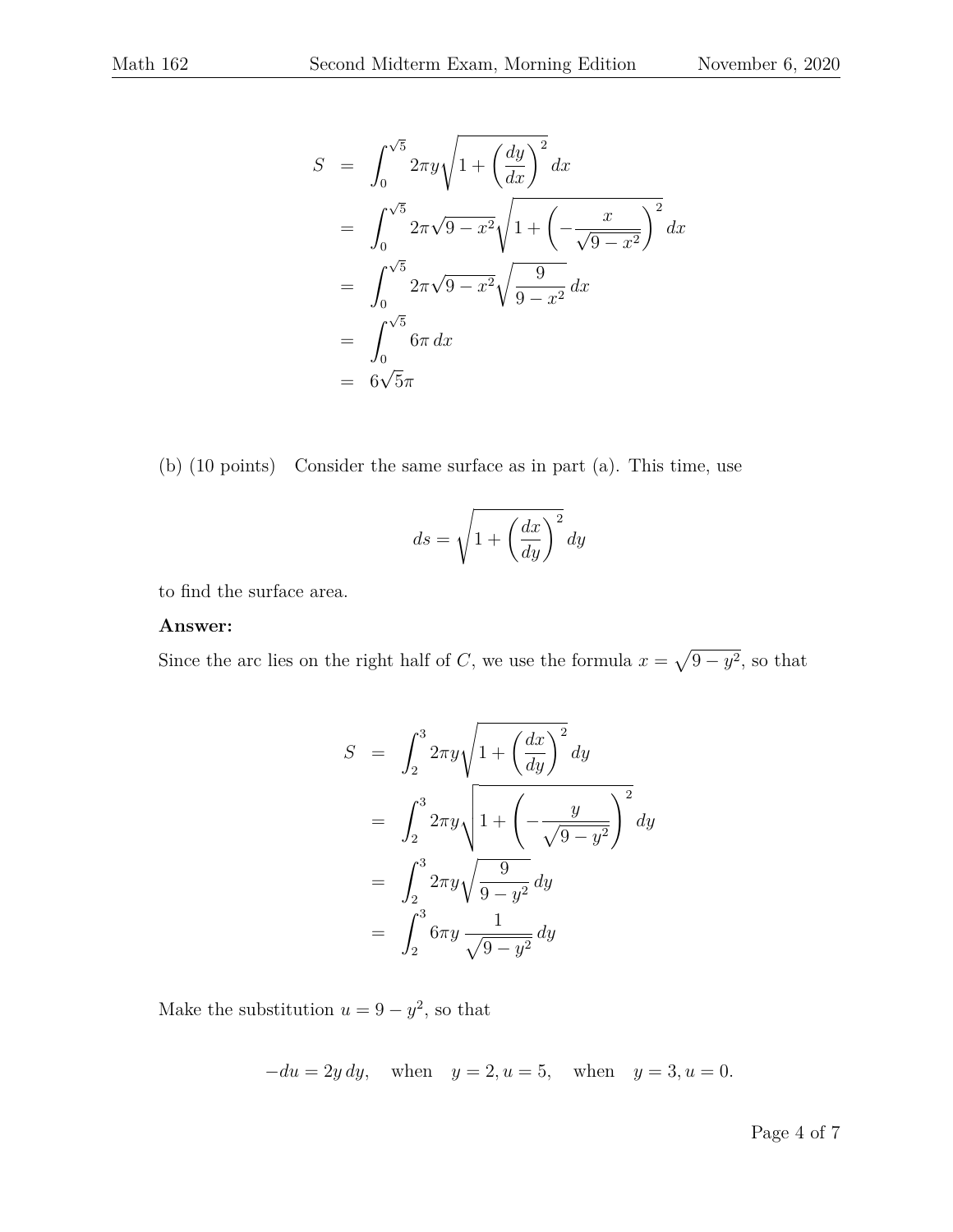$$
\begin{aligned}
S &= \int_0^{\sqrt{5}} 2\pi y \sqrt{1+\left(\frac{dy}{dx}\right)^2}\,dx \\
&= \int_0^{\sqrt{5}} 2\pi\sqrt{9-x^2}\sqrt{1+\left(-\frac{x}{\sqrt{9-x^2}}\right)^2}\,dx \\
&= \int_0^{\sqrt{5}} 2\pi\sqrt{9-x^2}\sqrt{\frac{9}{9-x^2}}\,dx \\
&= \int_0^{\sqrt{5}} 6\pi\,dx \\
&= 6\sqrt{5}\pi
\end{aligned}
$$

(b) (10 points) Consider the same surface as in part (a). This time, use

$$
ds = \sqrt{1+\left(\frac{dx}{dy}\right)^2}\,dy
$$

to find the surface area.

**Answer:**

Since the arc lies on the right half of $C$, we use the formula $x = \sqrt{9-y^2}$, so that

$$
\begin{aligned}
S &= \int_2^3 2\pi y \sqrt{1+\left(\frac{dx}{dy}\right)^2}\,dy \\
&= \int_2^3 2\pi y \sqrt{1+\left(-\frac{y}{\sqrt{9-y^2}}\right)^2}\,dy \\
&= \int_2^3 2\pi y \sqrt{\frac{9}{9-y^2}}\,dy \\
&= \int_2^3 6\pi y\,\frac{1}{\sqrt{9-y^2}}\,dy
\end{aligned}
$$

Make the substitution $u = 9-y^2$, so that

$$
-du = 2y\,dy, \quad \text{when} \quad y=2, u=5, \quad \text{when} \quad y=3, u=0.
$$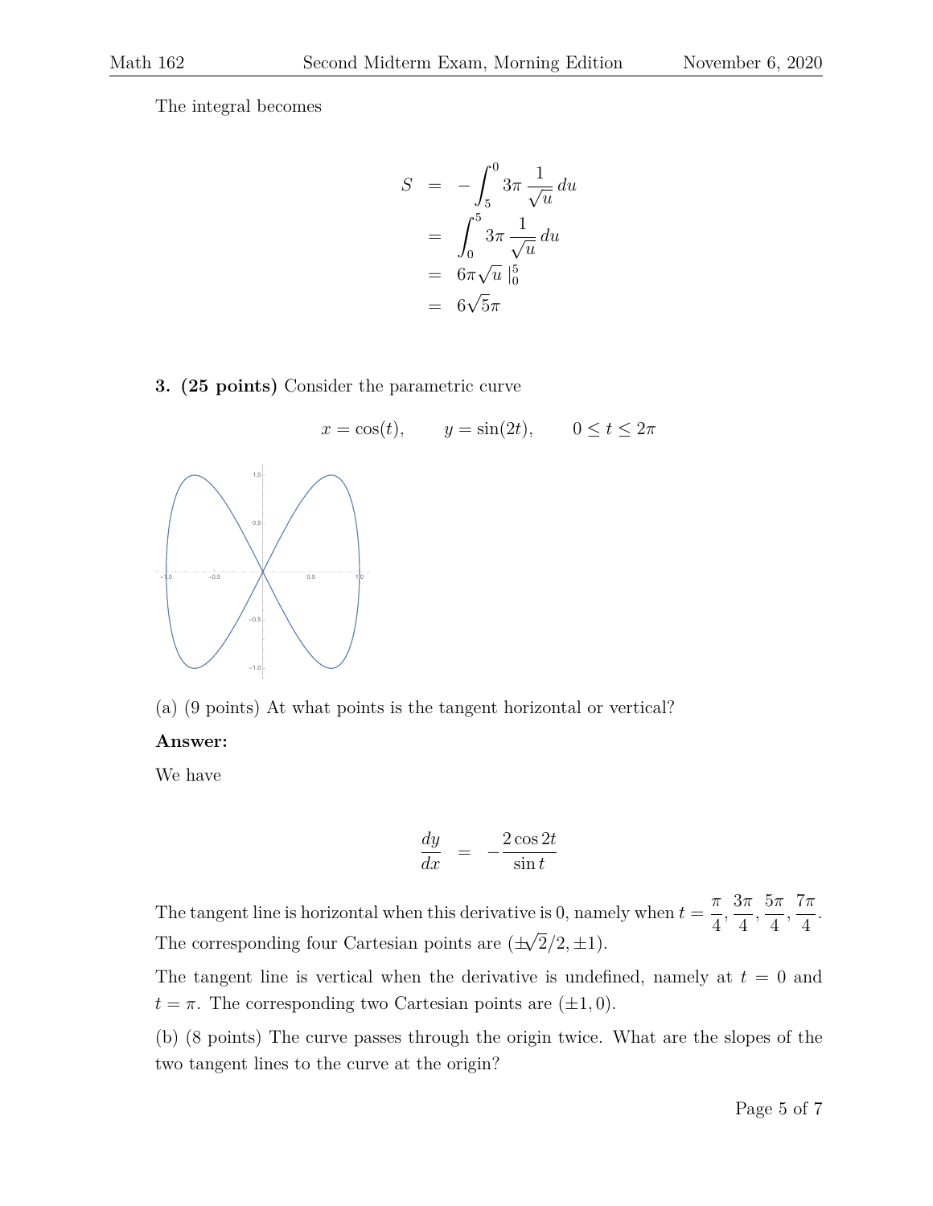The integral becomes

$$
\begin{aligned}
S &= -\int_5^0 3\pi \frac{1}{\sqrt{u}}\, du \\
&= \int_0^5 3\pi \frac{1}{\sqrt{u}}\, du \\
&= 6\pi\sqrt{u}\,\Big|_0^5 \\
&= 6\sqrt{5}\pi
\end{aligned}
$$

**3. (25 points)** Consider the parametric curve

$$
x = \cos(t), \qquad y = \sin(2t), \qquad 0 \le t \le 2\pi
$$

(a) (9 points) At what points is the tangent horizontal or vertical?

**Answer:**

We have

$$
\frac{dy}{dx} = -\frac{2\cos 2t}{\sin t}
$$

The tangent line is horizontal when this derivative is 0, namely when $t = \frac{\pi}{4}, \frac{3\pi}{4}, \frac{5\pi}{4}, \frac{7\pi}{4}$. The corresponding four Cartesian points are $(\pm\sqrt{2}/2, \pm 1)$.

The tangent line is vertical when the derivative is undefined, namely at $t = 0$ and $t = \pi$. The corresponding two Cartesian points are $(\pm 1, 0)$.

(b) (8 points) The curve passes through the origin twice. What are the slopes of the two tangent lines to the curve at the origin?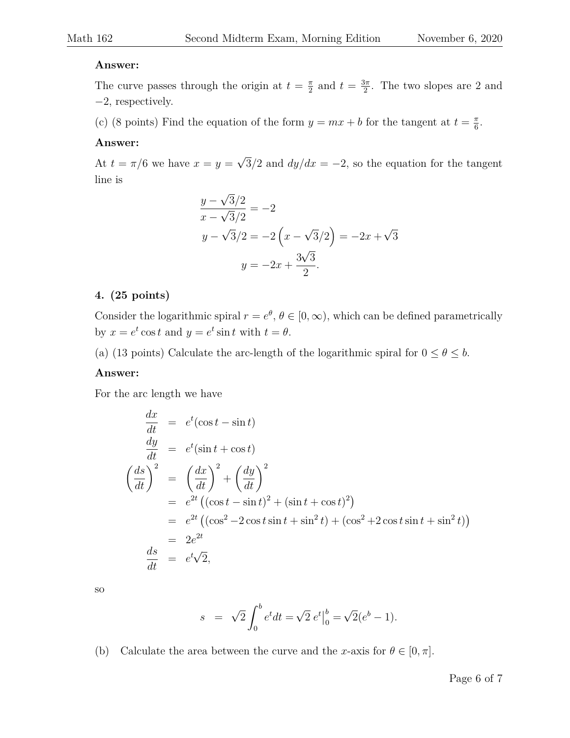**Answer:**

The curve passes through the origin at $t = \frac{\pi}{2}$ and $t = \frac{3\pi}{2}$. The two slopes are 2 and $-2$, respectively.

(c) (8 points) Find the equation of the form $y = mx + b$ for the tangent at $t = \frac{\pi}{6}$.

**Answer:**

At $t = \pi/6$ we have $x = y = \sqrt{3}/2$ and $dy/dx = -2$, so the equation for the tangent line is

$$
\begin{aligned}
\frac{y - \sqrt{3}/2}{x - \sqrt{3}/2} &= -2 \\
y - \sqrt{3}/2 &= -2\left(x - \sqrt{3}/2\right) = -2x + \sqrt{3} \\
y &= -2x + \frac{3\sqrt{3}}{2}.
\end{aligned}
$$

**4. (25 points)**

Consider the logarithmic spiral $r = e^\theta$, $\theta \in [0, \infty)$, which can be defined parametrically by $x = e^t \cos t$ and $y = e^t \sin t$ with $t = \theta$.

(a) (13 points) Calculate the arc-length of the logarithmic spiral for $0 \le \theta \le b$.

**Answer:**

For the arc length we have

$$
\begin{aligned}
\frac{dx}{dt} &= e^t(\cos t - \sin t) \\
\frac{dy}{dt} &= e^t(\sin t + \cos t) \\
\left(\frac{ds}{dt}\right)^2 &= \left(\frac{dx}{dt}\right)^2 + \left(\frac{dy}{dt}\right)^2 \\
&= e^{2t}\left((\cos t - \sin t)^2 + (\sin t + \cos t)^2\right) \\
&= e^{2t}\left((\cos^2 - 2\cos t \sin t + \sin^2 t) + (\cos^2 + 2\cos t \sin t + \sin^2 t)\right) \\
&= 2e^{2t} \\
\frac{ds}{dt} &= e^t\sqrt{2},
\end{aligned}
$$

so

$$
s = \sqrt{2}\int_0^b e^t dt = \sqrt{2}\, e^t\Big|_0^b = \sqrt{2}(e^b - 1).
$$

(b) Calculate the area between the curve and the $x$-axis for $\theta \in [0, \pi]$.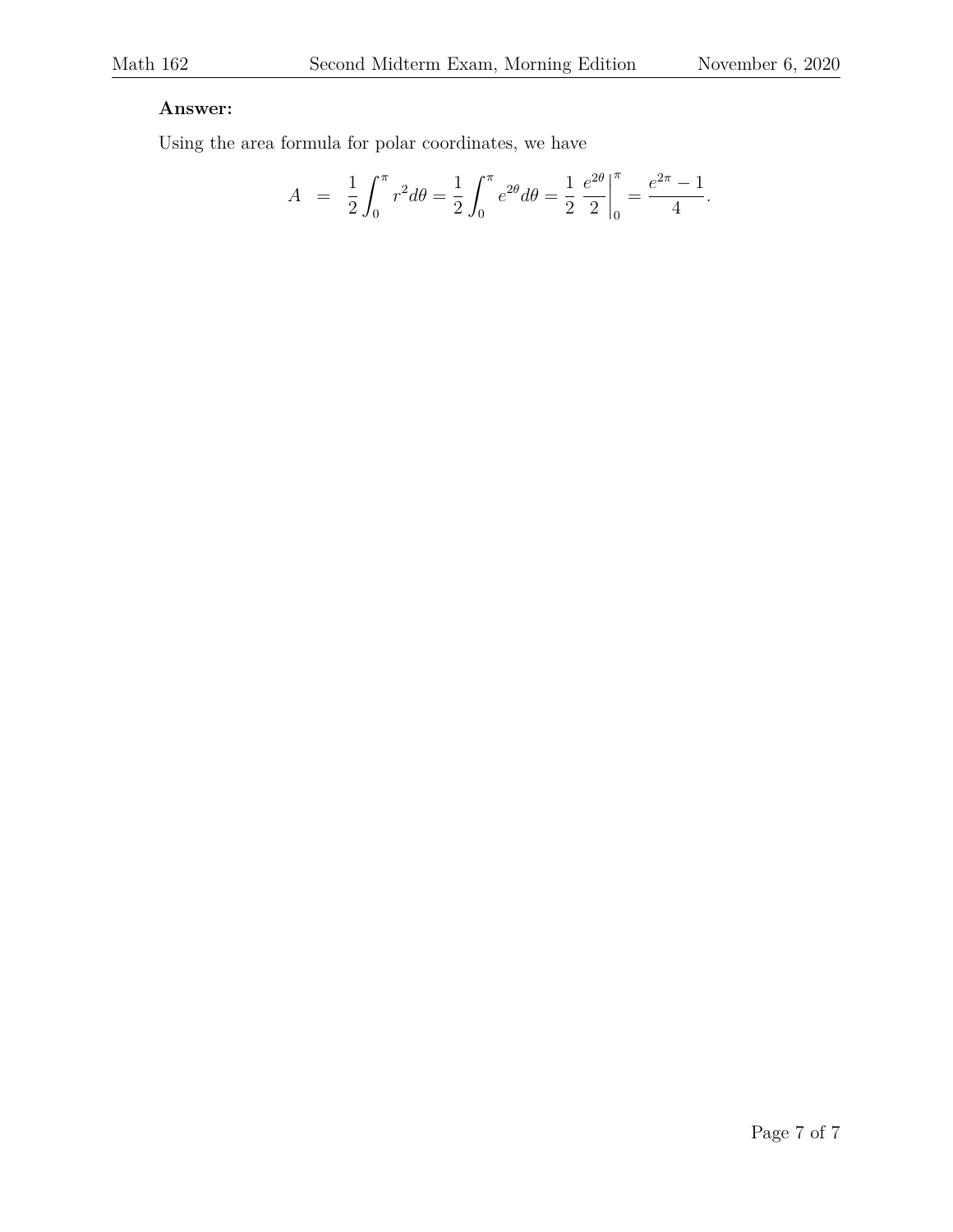**Answer:**

Using the area formula for polar coordinates, we have

$$A = \frac{1}{2}\int_0^\pi r^2 d\theta = \frac{1}{2}\int_0^\pi e^{2\theta} d\theta = \frac{1}{2}\left.\frac{e^{2\theta}}{2}\right|_0^\pi = \frac{e^{2\pi}-1}{4}.$$